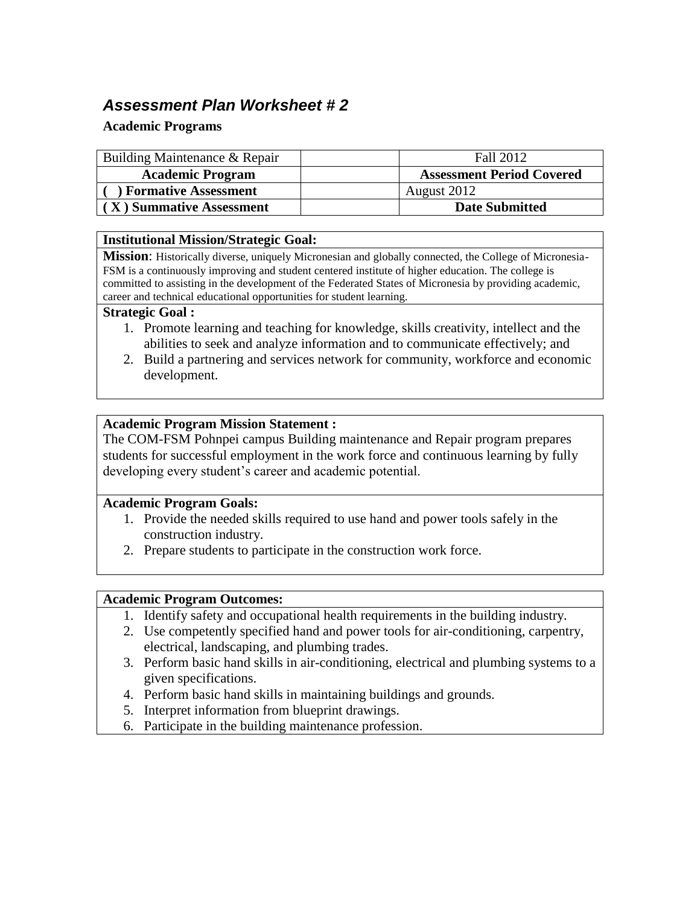# *Assessment Plan Worksheet # 2*

**Academic Programs**

| Building Maintenance & Repair | | Fall 2012 |
|---|---|---|
| **Academic Program** | | **Assessment Period Covered** |
| **( ) Formative Assessment** | | August 2012 |
| **( X ) Summative Assessment** | | **Date Submitted** |

**Institutional Mission/Strategic Goal:**

**Mission**: Historically diverse, uniquely Micronesian and globally connected, the College of Micronesia-FSM is a continuously improving and student centered institute of higher education. The college is committed to assisting in the development of the Federated States of Micronesia by providing academic, career and technical educational opportunities for student learning.

**Strategic Goal :**

1. Promote learning and teaching for knowledge, skills creativity, intellect and the abilities to seek and analyze information and to communicate effectively; and
2. Build a partnering and services network for community, workforce and economic development.

**Academic Program Mission Statement :**

The COM-FSM Pohnpei campus Building maintenance and Repair program prepares students for successful employment in the work force and continuous learning by fully developing every student's career and academic potential.

**Academic Program Goals:**

1. Provide the needed skills required to use hand and power tools safely in the construction industry.
2. Prepare students to participate in the construction work force.

**Academic Program Outcomes:**

1. Identify safety and occupational health requirements in the building industry.
2. Use competently specified hand and power tools for air-conditioning, carpentry, electrical, landscaping, and plumbing trades.
3. Perform basic hand skills in air-conditioning, electrical and plumbing systems to a given specifications.
4. Perform basic hand skills in maintaining buildings and grounds.
5. Interpret information from blueprint drawings.
6. Participate in the building maintenance profession.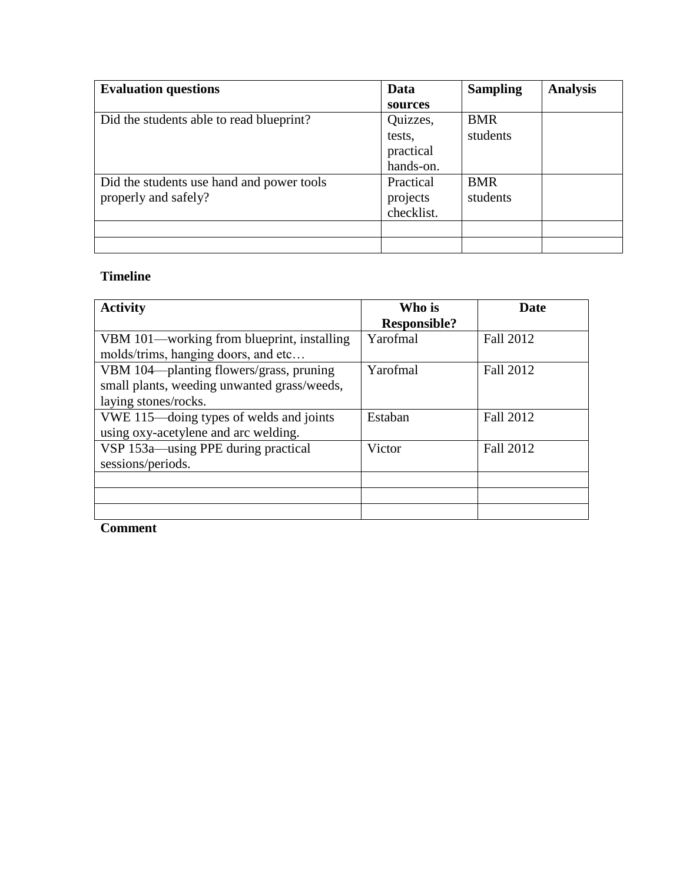| **Evaluation questions** | **Data sources** | **Sampling** | **Analysis** |
|---|---|---|---|
| Did the students able to read blueprint? | Quizzes, tests, practical hands-on. | BMR students | |
| Did the students use hand and power tools properly and safely? | Practical projects checklist. | BMR students | |
| | | | |
| | | | |

**Timeline**

| **Activity** | **Who is Responsible?** | **Date** |
|---|---|---|
| VBM 101—working from blueprint, installing molds/trims, hanging doors, and etc… | Yarofmal | Fall 2012 |
| VBM 104—planting flowers/grass, pruning small plants, weeding unwanted grass/weeds, laying stones/rocks. | Yarofmal | Fall 2012 |
| VWE 115—doing types of welds and joints using oxy-acetylene and arc welding. | Estaban | Fall 2012 |
| VSP 153a—using PPE during practical sessions/periods. | Victor | Fall 2012 |
| | | |
| | | |
| | | |

**Comment**